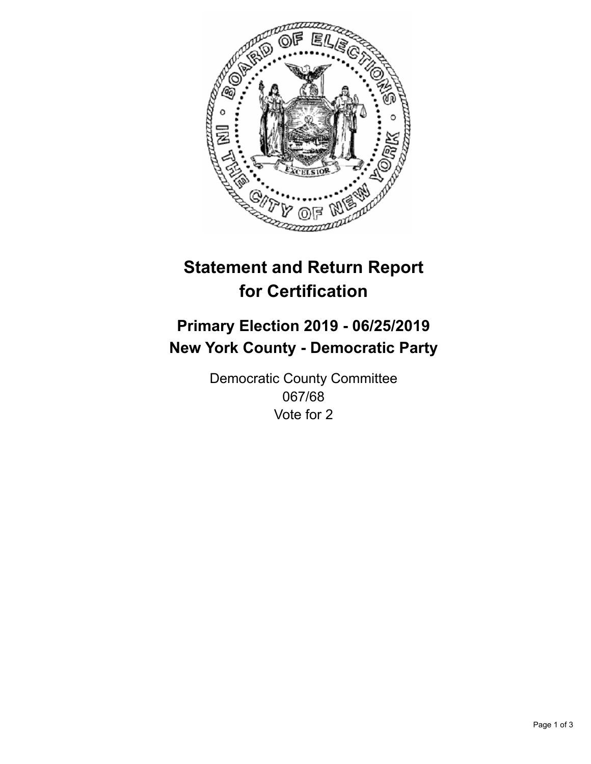# Statement and Return Report for Certification

## Primary Election 2019 - 06/25/2019
## New York County - Democratic Party

Democratic County Committee
067/68
Vote for 2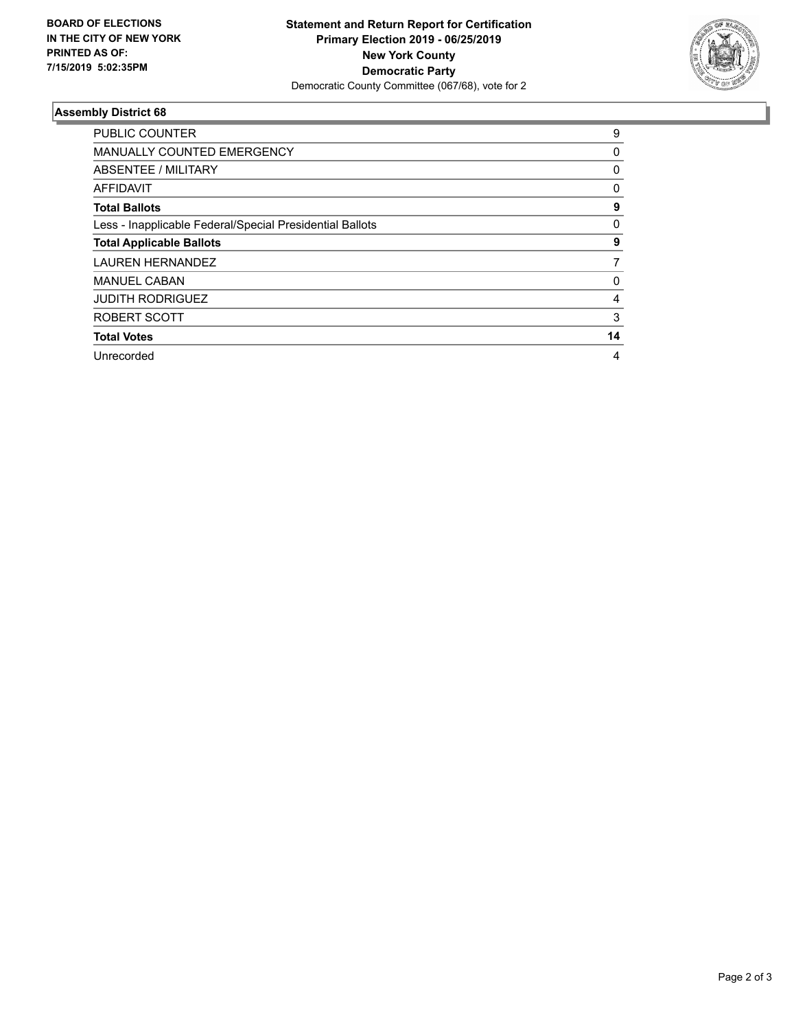**BOARD OF ELECTIONS IN THE CITY OF NEW YORK PRINTED AS OF: 7/15/2019 5:02:35PM**

**Statement and Return Report for Certification Primary Election 2019 - 06/25/2019 New York County Democratic Party**

Democratic County Committee (067/68), vote for 2

## Assembly District 68

| | |
|---|---|
| PUBLIC COUNTER | 9 |
| MANUALLY COUNTED EMERGENCY | 0 |
| ABSENTEE / MILITARY | 0 |
| AFFIDAVIT | 0 |
| **Total Ballots** | **9** |
| Less - Inapplicable Federal/Special Presidential Ballots | 0 |
| **Total Applicable Ballots** | **9** |
| LAUREN HERNANDEZ | 7 |
| MANUEL CABAN | 0 |
| JUDITH RODRIGUEZ | 4 |
| ROBERT SCOTT | 3 |
| **Total Votes** | **14** |
| Unrecorded | 4 |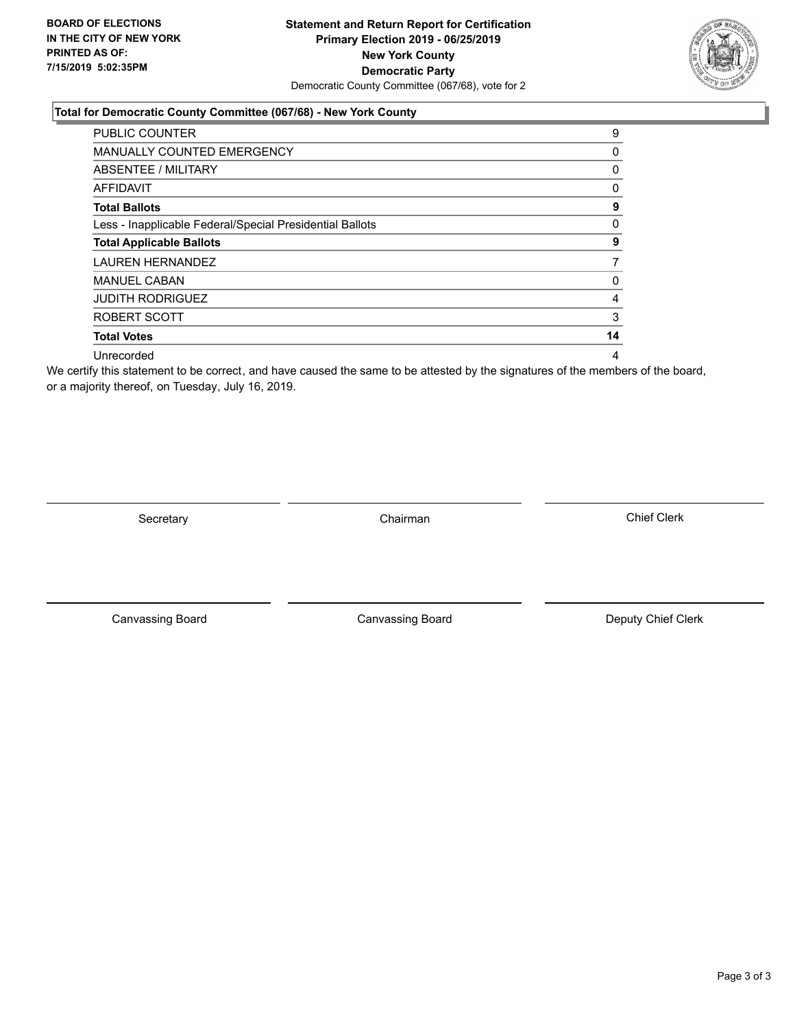**BOARD OF ELECTIONS**
**IN THE CITY OF NEW YORK**
**PRINTED AS OF:**
**7/15/2019 5:02:35PM**

**Statement and Return Report for Certification**
**Primary Election 2019 - 06/25/2019**
**New York County**
**Democratic Party**
Democratic County Committee (067/68), vote for 2

### Total for Democratic County Committee (067/68) - New York County

| | |
|---|---|
| PUBLIC COUNTER | 9 |
| MANUALLY COUNTED EMERGENCY | 0 |
| ABSENTEE / MILITARY | 0 |
| AFFIDAVIT | 0 |
| **Total Ballots** | **9** |
| Less - Inapplicable Federal/Special Presidential Ballots | 0 |
| **Total Applicable Ballots** | **9** |
| LAUREN HERNANDEZ | 7 |
| MANUEL CABAN | 0 |
| JUDITH RODRIGUEZ | 4 |
| ROBERT SCOTT | 3 |
| **Total Votes** | **14** |
| Unrecorded | 4 |

We certify this statement to be correct, and have caused the same to be attested by the signatures of the members of the board, or a majority thereof, on Tuesday, July 16, 2019.

Secretary

Chairman

Chief Clerk

Canvassing Board

Canvassing Board

Deputy Chief Clerk